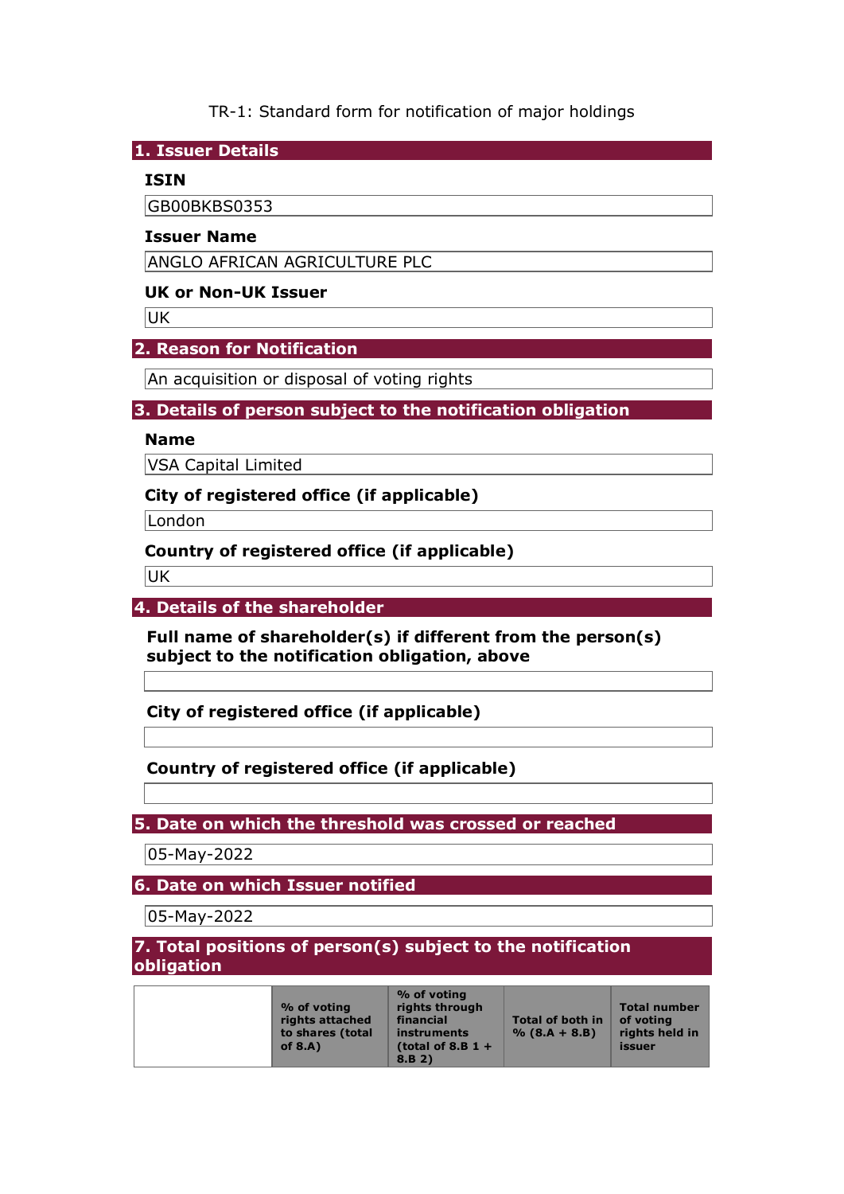TR-1: Standard form for notification of major holdings

## 1. Issuer Details

**ISIN**

GB00BKBS0353

**Issuer Name**

ANGLO AFRICAN AGRICULTURE PLC

**UK or Non-UK Issuer**

UK

## 2. Reason for Notification

An acquisition or disposal of voting rights

## 3. Details of person subject to the notification obligation

**Name**

VSA Capital Limited

**City of registered office (if applicable)**

London

**Country of registered office (if applicable)**

UK

## 4. Details of the shareholder

**Full name of shareholder(s) if different from the person(s) subject to the notification obligation, above**

**City of registered office (if applicable)**

**Country of registered office (if applicable)**

## 5. Date on which the threshold was crossed or reached

05-May-2022

## 6. Date on which Issuer notified

05-May-2022

## 7. Total positions of person(s) subject to the notification obligation

| | % of voting rights attached to shares (total of 8.A) | % of voting rights through financial instruments (total of 8.B 1 + 8.B 2) | Total of both in % (8.A + 8.B) | Total number of voting rights held in issuer |
|---|---|---|---|---|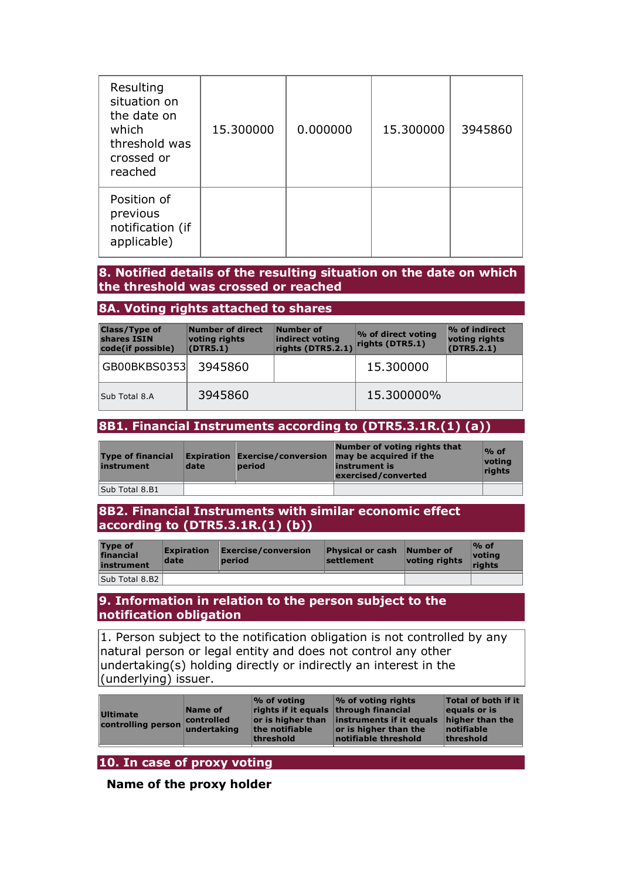| | | | | |
|---|---|---|---|---|
| Resulting situation on the date on which threshold was crossed or reached | 15.300000 | 0.000000 | 15.300000 | 3945860 |
| Position of previous notification (if applicable) | | | | |

## 8. Notified details of the resulting situation on the date on which the threshold was crossed or reached

### 8A. Voting rights attached to shares

| Class/Type of shares ISIN code(if possible) | Number of direct voting rights (DTR5.1) | Number of indirect voting rights (DTR5.2.1) | % of direct voting rights (DTR5.1) | % of indirect voting rights (DTR5.2.1) |
|---|---|---|---|---|
| GB00BKBS0353 | 3945860 | | 15.300000 | |
| Sub Total 8.A | 3945860 | | 15.300000% | |

### 8B1. Financial Instruments according to (DTR5.3.1R.(1) (a))

| Type of financial instrument | Expiration date | Exercise/conversion period | Number of voting rights that may be acquired if the instrument is exercised/converted | % of voting rights |
|---|---|---|---|---|
| Sub Total 8.B1 | | | | |

### 8B2. Financial Instruments with similar economic effect according to (DTR5.3.1R.(1) (b))

| Type of financial instrument | Expiration date | Exercise/conversion period | Physical or cash settlement | Number of voting rights | % of voting rights |
|---|---|---|---|---|---|
| Sub Total 8.B2 | | | | | |

## 9. Information in relation to the person subject to the notification obligation

1. Person subject to the notification obligation is not controlled by any natural person or legal entity and does not control any other undertaking(s) holding directly or indirectly an interest in the (underlying) issuer.

| Ultimate controlling person | Name of controlled undertaking | % of voting rights if it equals or is higher than the notifiable threshold | % of voting rights through financial instruments if it equals or is higher than the notifiable threshold | Total of both if it equals or is higher than the notifiable threshold |
|---|---|---|---|---|

## 10. In case of proxy voting

**Name of the proxy holder**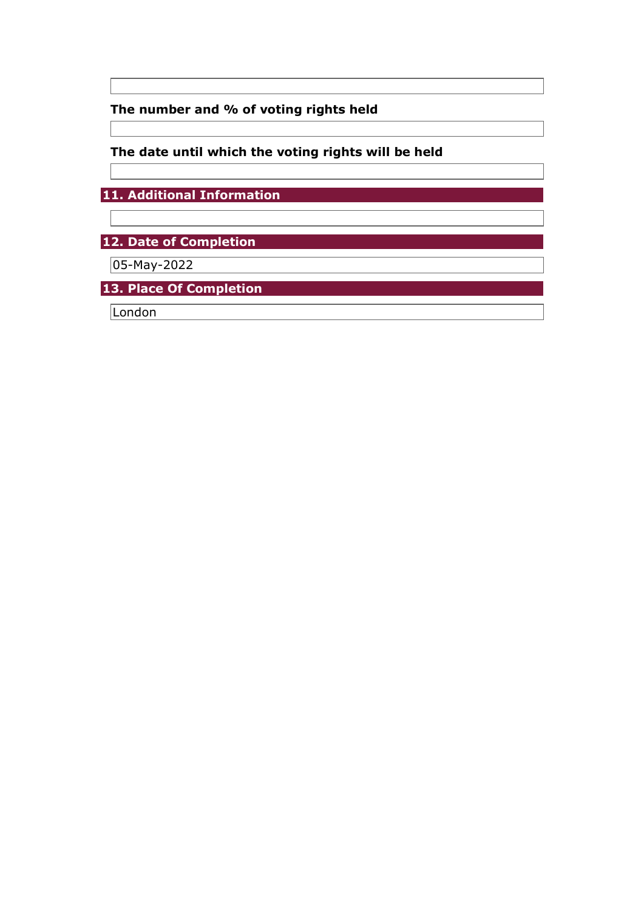**The number and % of voting rights held**

**The date until which the voting rights will be held**

## 11. Additional Information

## 12. Date of Completion

05-May-2022

## 13. Place Of Completion

London